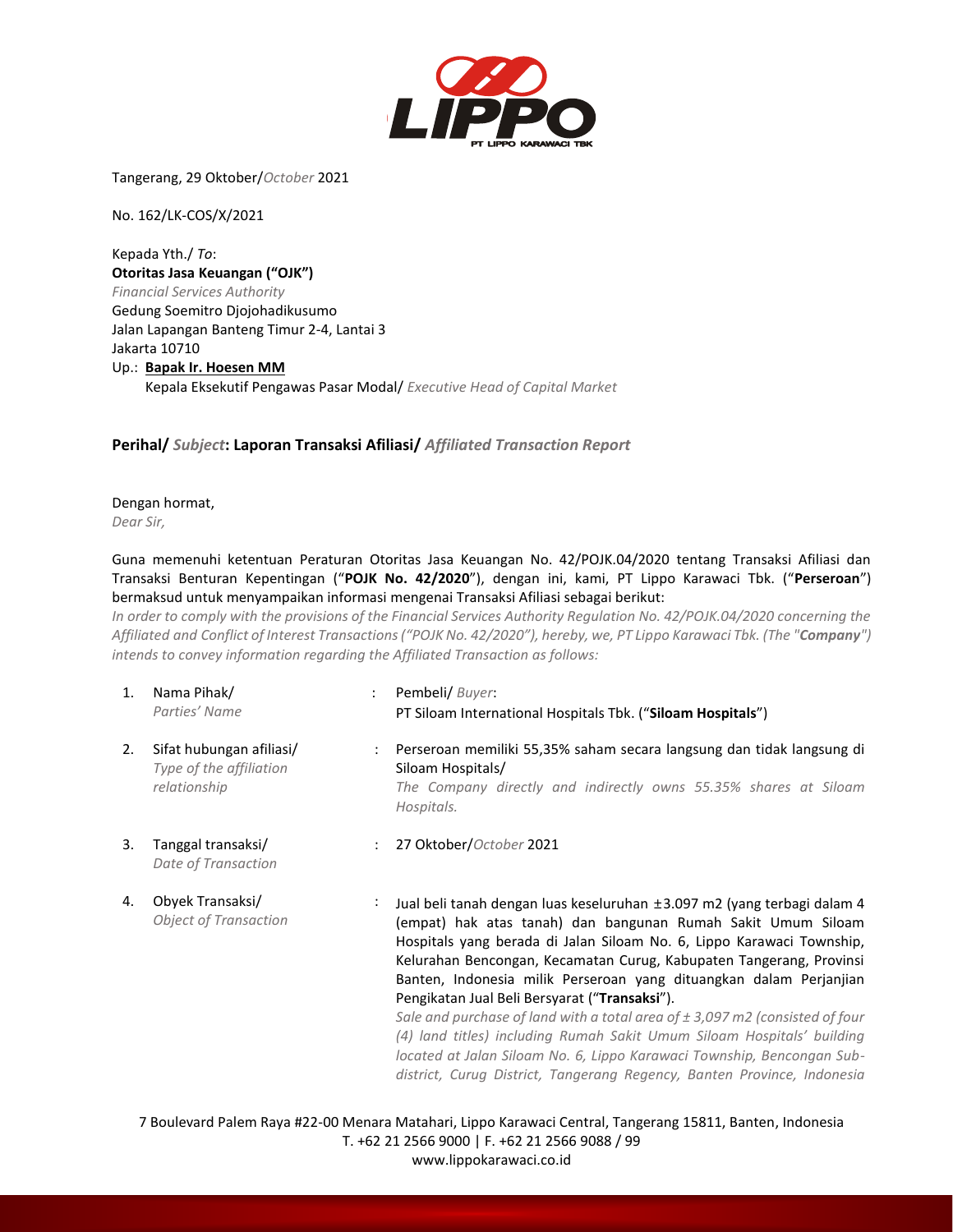Tangerang, 29 Oktober/*October* 2021

No. 162/LK-COS/X/2021

Kepada Yth./ *To*:
**Otoritas Jasa Keuangan ("OJK")**
*Financial Services Authority*
Gedung Soemitro Djojohadikusumo
Jalan Lapangan Banteng Timur 2-4, Lantai 3
Jakarta 10710
Up.: **Bapak Ir. Hoesen MM**
Kepala Eksekutif Pengawas Pasar Modal/ *Executive Head of Capital Market*

**Perihal/ *Subject*: Laporan Transaksi Afiliasi/ *Affiliated Transaction Report***

Dengan hormat,
*Dear Sir,*

Guna memenuhi ketentuan Peraturan Otoritas Jasa Keuangan No. 42/POJK.04/2020 tentang Transaksi Afiliasi dan Transaksi Benturan Kepentingan ("**POJK No. 42/2020**"), dengan ini, kami, PT Lippo Karawaci Tbk. ("**Perseroan**") bermaksud untuk menyampaikan informasi mengenai Transaksi Afiliasi sebagai berikut:
*In order to comply with the provisions of the Financial Services Authority Regulation No. 42/POJK.04/2020 concerning the Affiliated and Conflict of Interest Transactions ("POJK No. 42/2020"), hereby, we, PT Lippo Karawaci Tbk. (The "**Company**") intends to convey information regarding the Affiliated Transaction as follows:*

| | | | |
|---|---|---|---|
| 1. | Nama Pihak/ *Parties' Name* | : | Pembeli/ *Buyer*: PT Siloam International Hospitals Tbk. ("**Siloam Hospitals**") |
| 2. | Sifat hubungan afiliasi/ *Type of the affiliation relationship* | : | Perseroan memiliki 55,35% saham secara langsung dan tidak langsung di Siloam Hospitals/ *The Company directly and indirectly owns 55.35% shares at Siloam Hospitals.* |
| 3. | Tanggal transaksi/ *Date of Transaction* | : | 27 Oktober/*October* 2021 |
| 4. | Obyek Transaksi/ *Object of Transaction* | : | Jual beli tanah dengan luas keseluruhan ±3.097 m2 (yang terbagi dalam 4 (empat) hak atas tanah) dan bangunan Rumah Sakit Umum Siloam Hospitals yang berada di Jalan Siloam No. 6, Lippo Karawaci Township, Kelurahan Bencongan, Kecamatan Curug, Kabupaten Tangerang, Provinsi Banten, Indonesia milik Perseroan yang dituangkan dalam Perjanjian Pengikatan Jual Beli Bersyarat ("**Transaksi**"). *Sale and purchase of land with a total area of ± 3,097 m2 (consisted of four (4) land titles) including Rumah Sakit Umum Siloam Hospitals' building located at Jalan Siloam No. 6, Lippo Karawaci Township, Bencongan Sub-district, Curug District, Tangerang Regency, Banten Province, Indonesia* |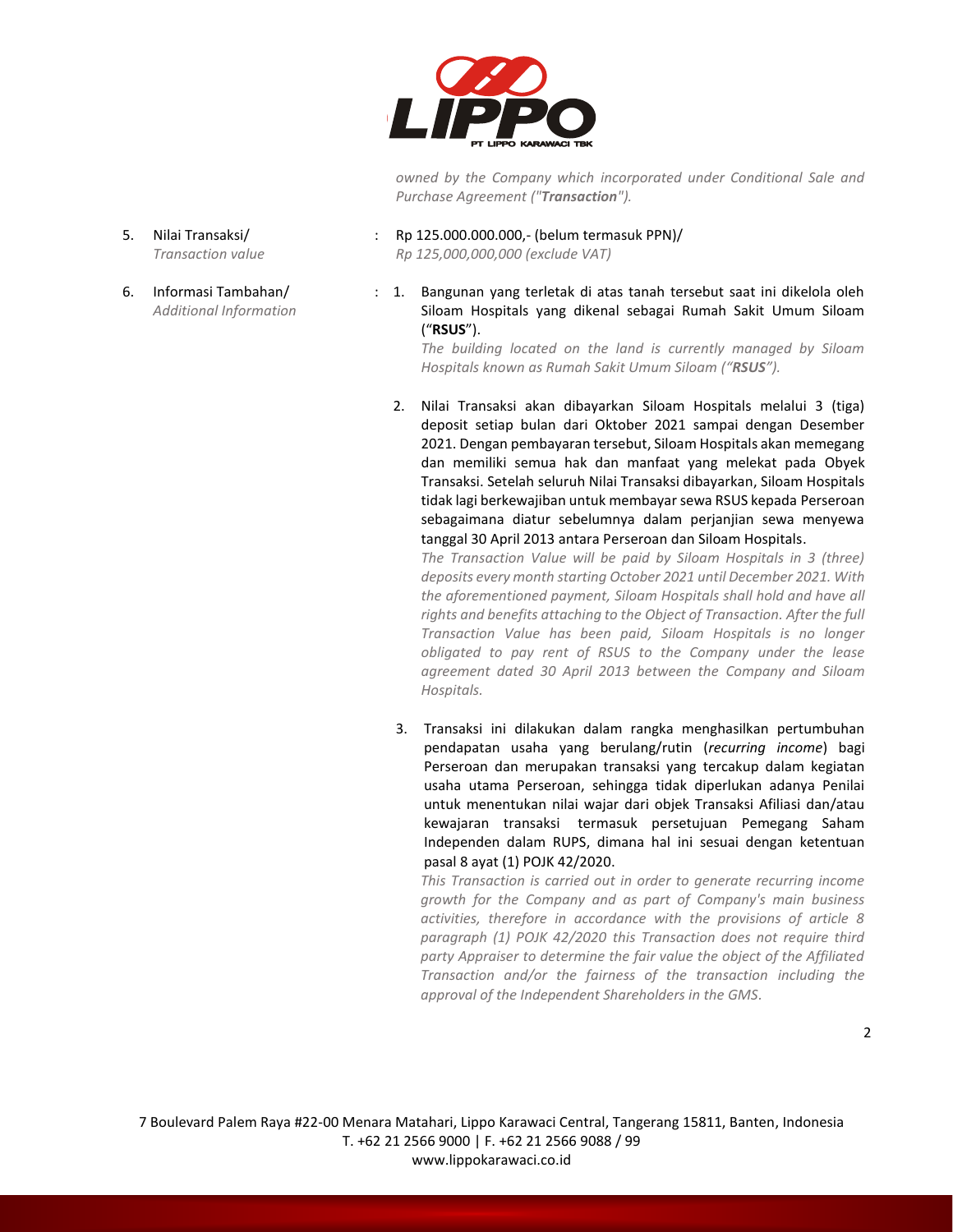*owned by the Company which incorporated under Conditional Sale and Purchase Agreement ("**Transaction**").*

5. Nilai Transaksi/ *Transaction value* : Rp 125.000.000.000,- (belum termasuk PPN)/ *Rp 125,000,000,000 (exclude VAT)*

6. Informasi Tambahan/ *Additional Information* :

   1. Bangunan yang terletak di atas tanah tersebut saat ini dikelola oleh Siloam Hospitals yang dikenal sebagai Rumah Sakit Umum Siloam ("**RSUS**").
      *The building located on the land is currently managed by Siloam Hospitals known as Rumah Sakit Umum Siloam ("**RSUS**").*

   2. Nilai Transaksi akan dibayarkan Siloam Hospitals melalui 3 (tiga) deposit setiap bulan dari Oktober 2021 sampai dengan Desember 2021. Dengan pembayaran tersebut, Siloam Hospitals akan memegang dan memiliki semua hak dan manfaat yang melekat pada Obyek Transaksi. Setelah seluruh Nilai Transaksi dibayarkan, Siloam Hospitals tidak lagi berkewajiban untuk membayar sewa RSUS kepada Perseroan sebagaimana diatur sebelumnya dalam perjanjian sewa menyewa tanggal 30 April 2013 antara Perseroan dan Siloam Hospitals.
      *The Transaction Value will be paid by Siloam Hospitals in 3 (three) deposits every month starting October 2021 until December 2021. With the aforementioned payment, Siloam Hospitals shall hold and have all rights and benefits attaching to the Object of Transaction. After the full Transaction Value has been paid, Siloam Hospitals is no longer obligated to pay rent of RSUS to the Company under the lease agreement dated 30 April 2013 between the Company and Siloam Hospitals.*

   3. Transaksi ini dilakukan dalam rangka menghasilkan pertumbuhan pendapatan usaha yang berulang/rutin (*recurring income*) bagi Perseroan dan merupakan transaksi yang tercakup dalam kegiatan usaha utama Perseroan, sehingga tidak diperlukan adanya Penilai untuk menentukan nilai wajar dari objek Transaksi Afiliasi dan/atau kewajaran transaksi termasuk persetujuan Pemegang Saham Independen dalam RUPS, dimana hal ini sesuai dengan ketentuan pasal 8 ayat (1) POJK 42/2020.
      *This Transaction is carried out in order to generate recurring income growth for the Company and as part of Company's main business activities, therefore in accordance with the provisions of article 8 paragraph (1) POJK 42/2020 this Transaction does not require third party Appraiser to determine the fair value the object of the Affiliated Transaction and/or the fairness of the transaction including the approval of the Independent Shareholders in the GMS.*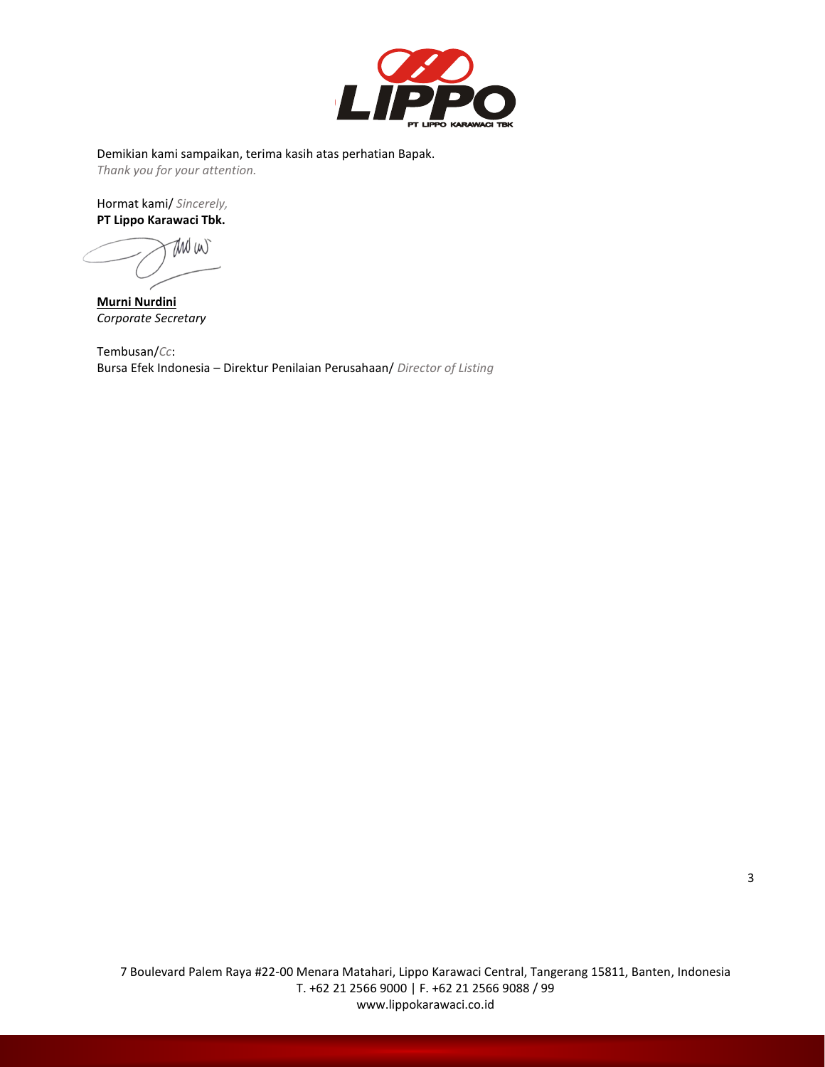Demikian kami sampaikan, terima kasih atas perhatian Bapak.
*Thank you for your attention.*

Hormat kami/ *Sincerely,*
**PT Lippo Karawaci Tbk.**

**Murni Nurdini**
*Corporate Secretary*

Tembusan/*Cc*:
Bursa Efek Indonesia – Direktur Penilaian Perusahaan/ *Director of Listing*